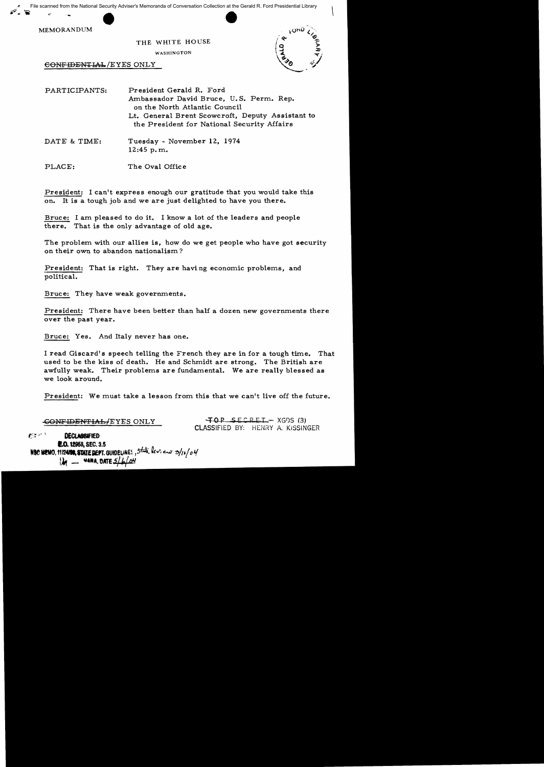File scanned from the National Security Adviser's Memoranda of Conversation Collection at the Gerald R. Ford Presidential Library

MEMORANDUM

THE WHITE HOUSE

WASHINGTON

~~CONFIDENTIAL~~/EYES ONLY

PARTICIPANTS: President Gerald R. Ford
Ambassador David Bruce, U.S. Perm. Rep. on the North Atlantic Council
Lt. General Brent Scowcroft, Deputy Assistant to the President for National Security Affairs

DATE & TIME: Tuesday - November 12, 1974
12:45 p.m.

PLACE: The Oval Office

President: I can't express enough our gratitude that you would take this on. It is a tough job and we are just delighted to have you there.

Bruce: I am pleased to do it. I know a lot of the leaders and people there. That is the only advantage of old age.

The problem with our allies is, how do we get people who have got security on their own to abandon nationalism?

President: That is right. They are having economic problems, and political.

Bruce: They have weak governments.

President: There have been better than half a dozen new governments there over the past year.

Bruce: Yes. And Italy never has one.

I read Giscard's speech telling the French they are in for a tough time. That used to be the kiss of death. He and Schmidt are strong. The British are awfully weak. Their problems are fundamental. We are really blessed as we look around.

President: We must take a lesson from this that we can't live off the future.

~~CONFIDENTIAL~~/EYES ONLY

~~TOP SECRET~~ - XGDS (3)
CLASSIFIED BY: HENRY A. KISSINGER

DECLASSIFIED
E.O. 12958, SEC. 3.5
NSC MEMO, 11/24/98, STATE DEPT. GUIDELINES, State Rev. 3/10/04
— NARA, DATE 5/6/04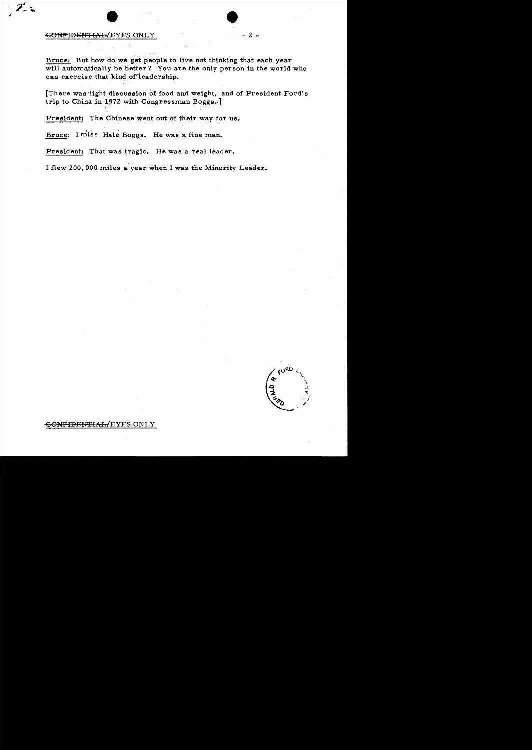Bruce: But how do we get people to live not thinking that each year will automatically be better? You are the only person in the world who can exercise that kind of leadership.

[There was light discussion of food and weight, and of President Ford's trip to China in 1972 with Congressman Boggs.]

President: The Chinese went out of their way for us.

Bruce: I miss Hale Boggs. He was a fine man.

President: That was tragic. He was a real leader.

I flew 200,000 miles a year when I was the Minority Leader.